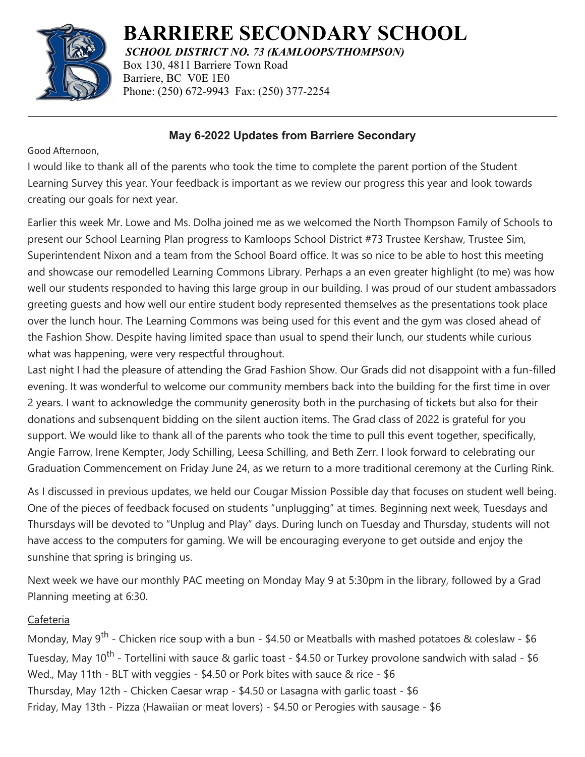# BARRIERE SECONDARY SCHOOL

***SCHOOL DISTRICT NO. 73 (KAMLOOPS/THOMPSON)***

Box 130, 4811 Barriere Town Road
Barriere, BC V0E 1E0
Phone: (250) 672-9943 Fax: (250) 377-2254

---

## May 6-2022 Updates from Barriere Secondary

Good Afternoon,

I would like to thank all of the parents who took the time to complete the parent portion of the Student Learning Survey this year. Your feedback is important as we review our progress this year and look towards creating our goals for next year.

Earlier this week Mr. Lowe and Ms. Dolha joined me as we welcomed the North Thompson Family of Schools to present our School Learning Plan progress to Kamloops School District #73 Trustee Kershaw, Trustee Sim, Superintendent Nixon and a team from the School Board office. It was so nice to be able to host this meeting and showcase our remodelled Learning Commons Library. Perhaps a an even greater highlight (to me) was how well our students responded to having this large group in our building. I was proud of our student ambassadors greeting guests and how well our entire student body represented themselves as the presentations took place over the lunch hour. The Learning Commons was being used for this event and the gym was closed ahead of the Fashion Show. Despite having limited space than usual to spend their lunch, our students while curious what was happening, were very respectful throughout.

Last night I had the pleasure of attending the Grad Fashion Show. Our Grads did not disappoint with a fun-filled evening. It was wonderful to welcome our community members back into the building for the first time in over 2 years. I want to acknowledge the community generosity both in the purchasing of tickets but also for their donations and subsenquent bidding on the silent auction items. The Grad class of 2022 is grateful for you support. We would like to thank all of the parents who took the time to pull this event together, specifically, Angie Farrow, Irene Kempter, Jody Schilling, Leesa Schilling, and Beth Zerr. I look forward to celebrating our Graduation Commencement on Friday June 24, as we return to a more traditional ceremony at the Curling Rink.

As I discussed in previous updates, we held our Cougar Mission Possible day that focuses on student well being. One of the pieces of feedback focused on students "unplugging" at times. Beginning next week, Tuesdays and Thursdays will be devoted to "Unplug and Play" days. During lunch on Tuesday and Thursday, students will not have access to the computers for gaming. We will be encouraging everyone to get outside and enjoy the sunshine that spring is bringing us.

Next week we have our monthly PAC meeting on Monday May 9 at 5:30pm in the library, followed by a Grad Planning meeting at 6:30.

Cafeteria

Monday, May 9th - Chicken rice soup with a bun - $4.50 or Meatballs with mashed potatoes & coleslaw - $6
Tuesday, May 10th - Tortellini with sauce & garlic toast - $4.50 or Turkey provolone sandwich with salad - $6
Wed., May 11th - BLT with veggies - $4.50 or Pork bites with sauce & rice - $6
Thursday, May 12th - Chicken Caesar wrap - $4.50 or Lasagna with garlic toast - $6
Friday, May 13th - Pizza (Hawaiian or meat lovers) - $4.50 or Perogies with sausage - $6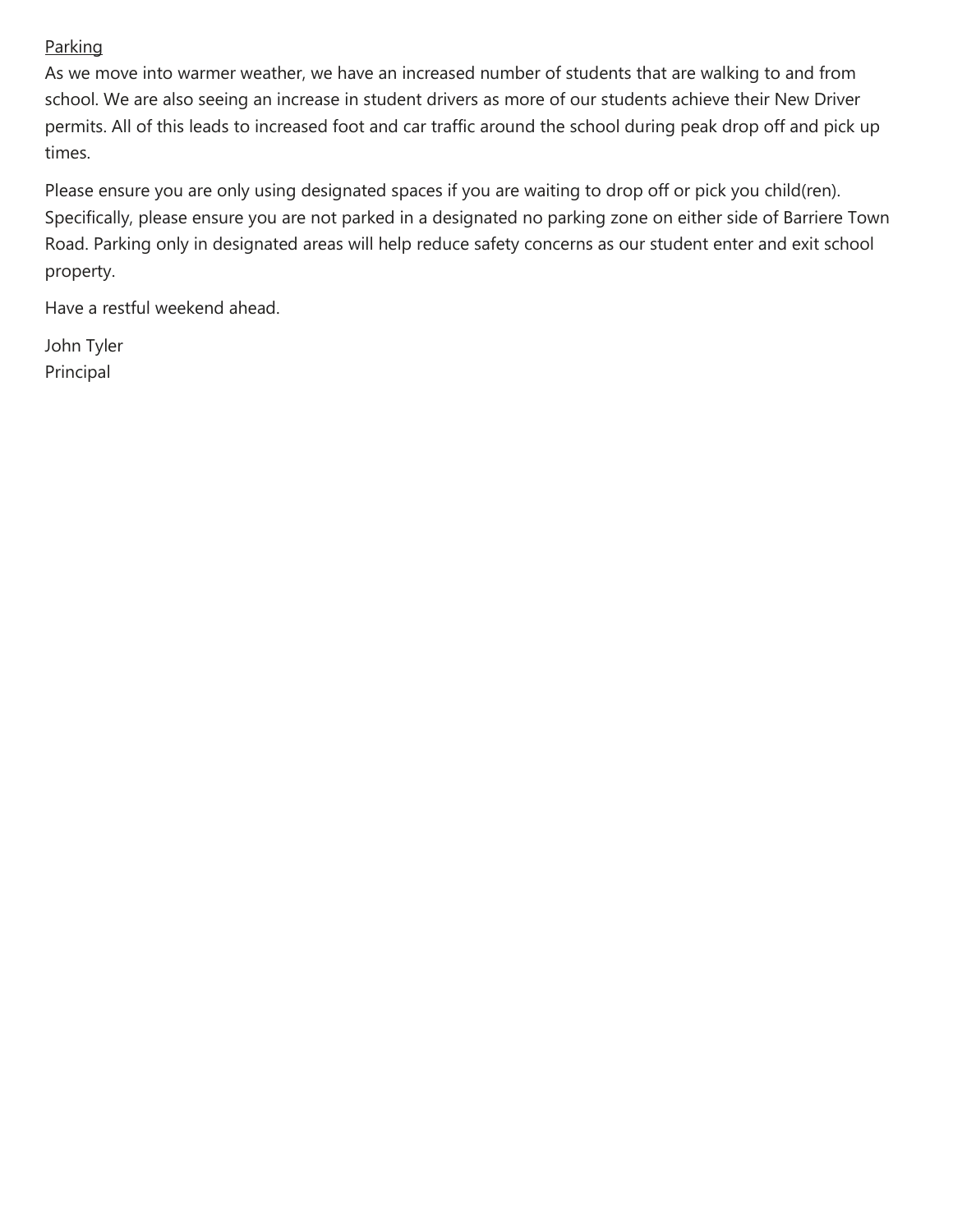<u>Parking</u>

As we move into warmer weather, we have an increased number of students that are walking to and from school. We are also seeing an increase in student drivers as more of our students achieve their New Driver permits. All of this leads to increased foot and car traffic around the school during peak drop off and pick up times.

Please ensure you are only using designated spaces if you are waiting to drop off or pick you child(ren). Specifically, please ensure you are not parked in a designated no parking zone on either side of Barriere Town Road. Parking only in designated areas will help reduce safety concerns as our student enter and exit school property.

Have a restful weekend ahead.

John Tyler
Principal